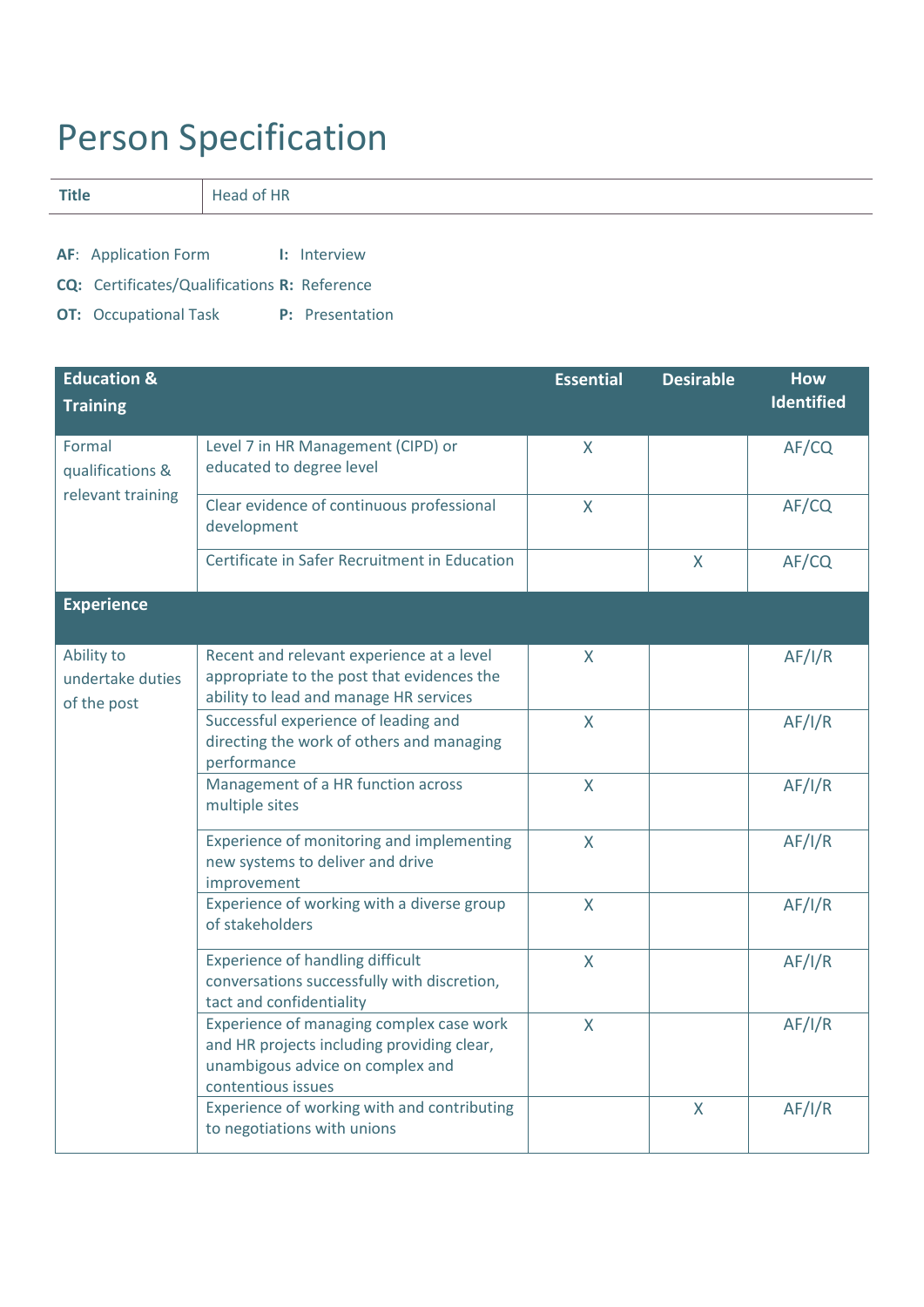# Person Specification

| Title | Head of HR |
|---|---|

**AF**: Application Form  **I:** Interview

**CQ:** Certificates/Qualifications **R:** Reference

**OT:** Occupational Task  **P:** Presentation

| Education & Training | | Essential | Desirable | How Identified |
|---|---|---|---|---|
| Formal qualifications & relevant training | Level 7 in HR Management (CIPD) or educated to degree level | X | | AF/CQ |
| | Clear evidence of continuous professional development | X | | AF/CQ |
| | Certificate in Safer Recruitment in Education | | X | AF/CQ |
| **Experience** | | | | |
| Ability to undertake duties of the post | Recent and relevant experience at a level appropriate to the post that evidences the ability to lead and manage HR services | X | | AF/I/R |
| | Successful experience of leading and directing the work of others and managing performance | X | | AF/I/R |
| | Management of a HR function across multiple sites | X | | AF/I/R |
| | Experience of monitoring and implementing new systems to deliver and drive improvement | X | | AF/I/R |
| | Experience of working with a diverse group of stakeholders | X | | AF/I/R |
| | Experience of handling difficult conversations successfully with discretion, tact and confidentiality | X | | AF/I/R |
| | Experience of managing complex case work and HR projects including providing clear, unambigous advice on complex and contentious issues | X | | AF/I/R |
| | Experience of working with and contributing to negotiations with unions | | X | AF/I/R |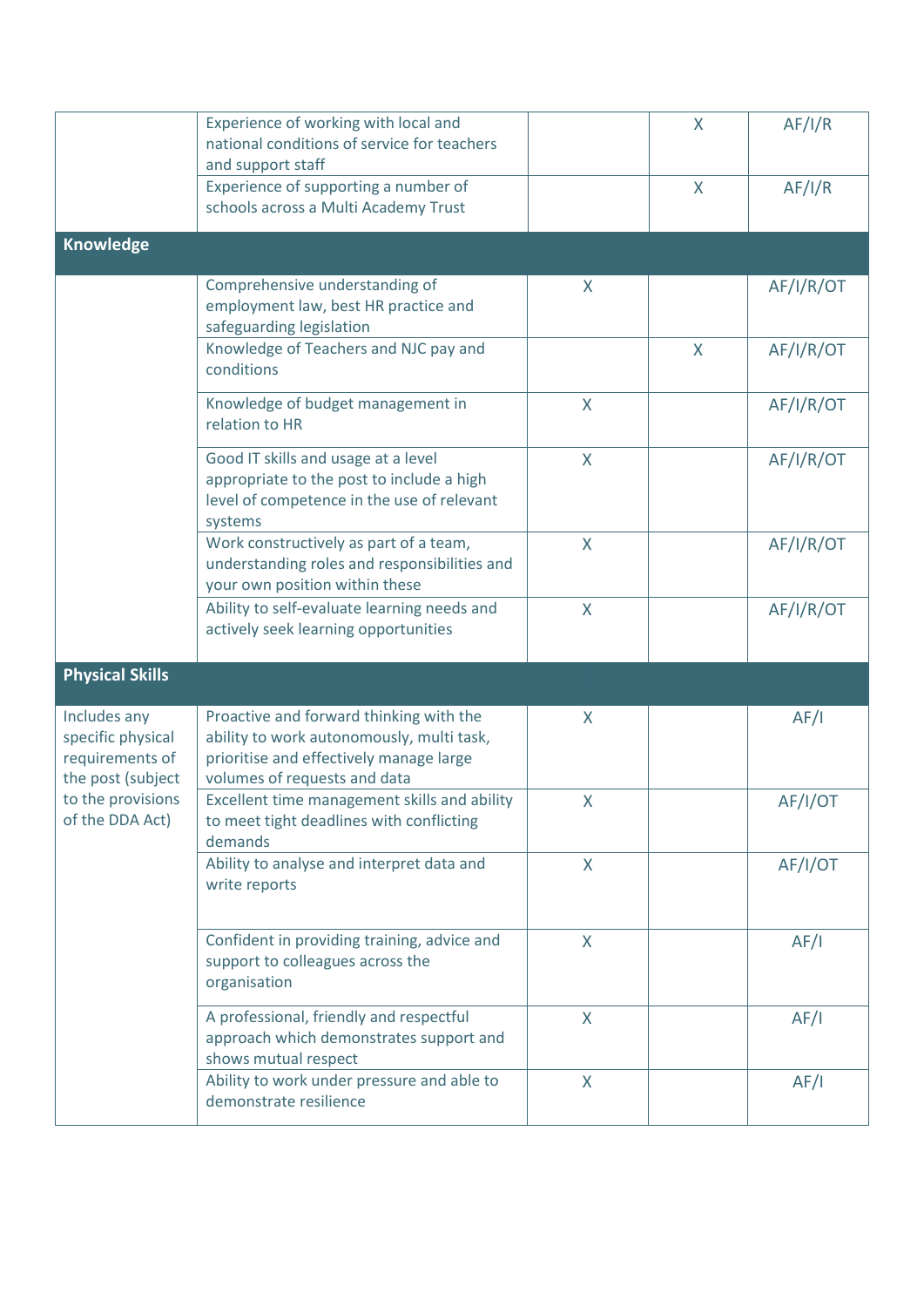| | | | | |
|---|---|---|---|---|
| | Experience of working with local and national conditions of service for teachers and support staff | | X | AF/I/R |
| | Experience of supporting a number of schools across a Multi Academy Trust | | X | AF/I/R |
| **Knowledge** | | | | |
| | Comprehensive understanding of employment law, best HR practice and safeguarding legislation | X | | AF/I/R/OT |
| | Knowledge of Teachers and NJC pay and conditions | | X | AF/I/R/OT |
| | Knowledge of budget management in relation to HR | X | | AF/I/R/OT |
| | Good IT skills and usage at a level appropriate to the post to include a high level of competence in the use of relevant systems | X | | AF/I/R/OT |
| | Work constructively as part of a team, understanding roles and responsibilities and your own position within these | X | | AF/I/R/OT |
| | Ability to self-evaluate learning needs and actively seek learning opportunities | X | | AF/I/R/OT |
| **Physical Skills** | | | | |
| Includes any specific physical requirements of the post (subject to the provisions of the DDA Act) | Proactive and forward thinking with the ability to work autonomously, multi task, prioritise and effectively manage large volumes of requests and data | X | | AF/I |
| | Excellent time management skills and ability to meet tight deadlines with conflicting demands | X | | AF/I/OT |
| | Ability to analyse and interpret data and write reports | X | | AF/I/OT |
| | Confident in providing training, advice and support to colleagues across the organisation | X | | AF/I |
| | A professional, friendly and respectful approach which demonstrates support and shows mutual respect | X | | AF/I |
| | Ability to work under pressure and able to demonstrate resilience | X | | AF/I |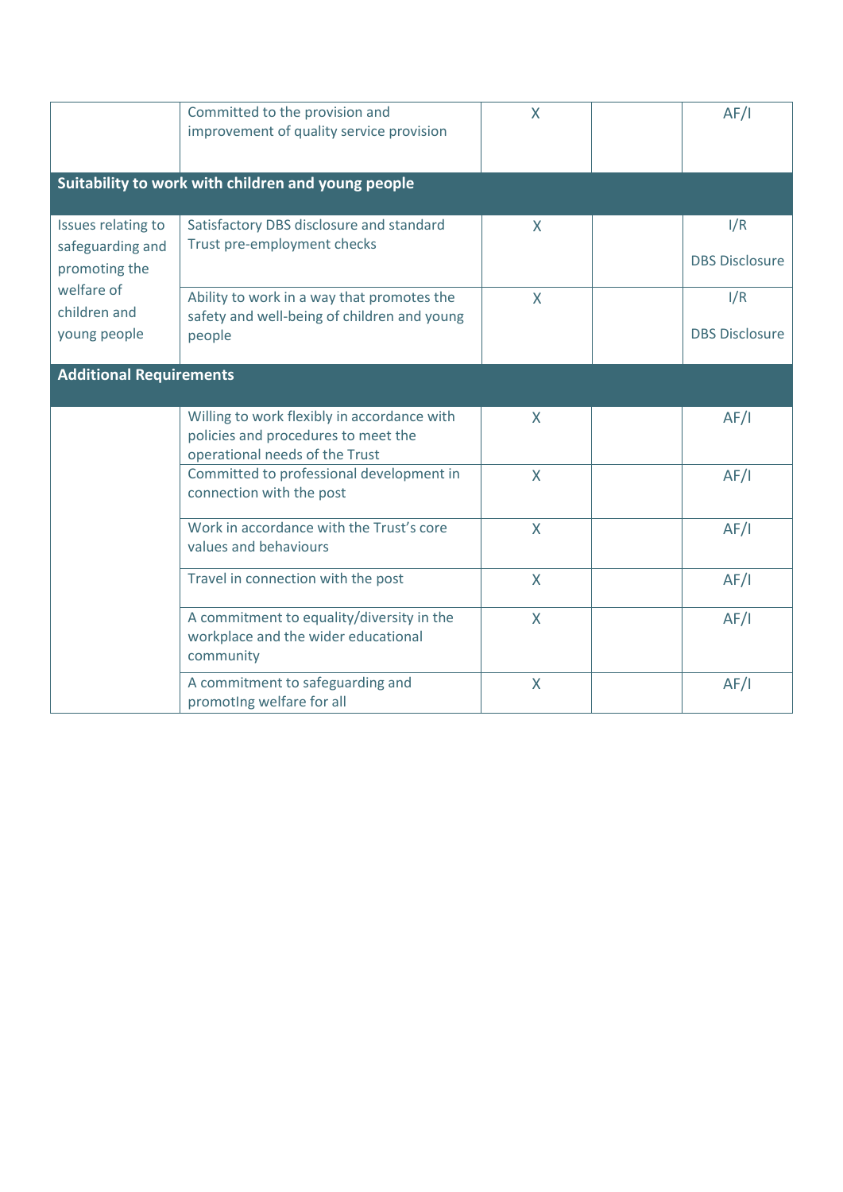| | | | | |
|---|---|---|---|---|
| | Committed to the provision and improvement of quality service provision | X | | AF/I |
| **Suitability to work with children and young people** | | | | |
| Issues relating to safeguarding and promoting the welfare of children and young people | Satisfactory DBS disclosure and standard Trust pre-employment checks | X | | I/R<br>DBS Disclosure |
| | Ability to work in a way that promotes the safety and well-being of children and young people | X | | I/R<br>DBS Disclosure |
| **Additional Requirements** | | | | |
| | Willing to work flexibly in accordance with policies and procedures to meet the operational needs of the Trust | X | | AF/I |
| | Committed to professional development in connection with the post | X | | AF/I |
| | Work in accordance with the Trust's core values and behaviours | X | | AF/I |
| | Travel in connection with the post | X | | AF/I |
| | A commitment to equality/diversity in the workplace and the wider educational community | X | | AF/I |
| | A commitment to safeguarding and promotIng welfare for all | X | | AF/I |